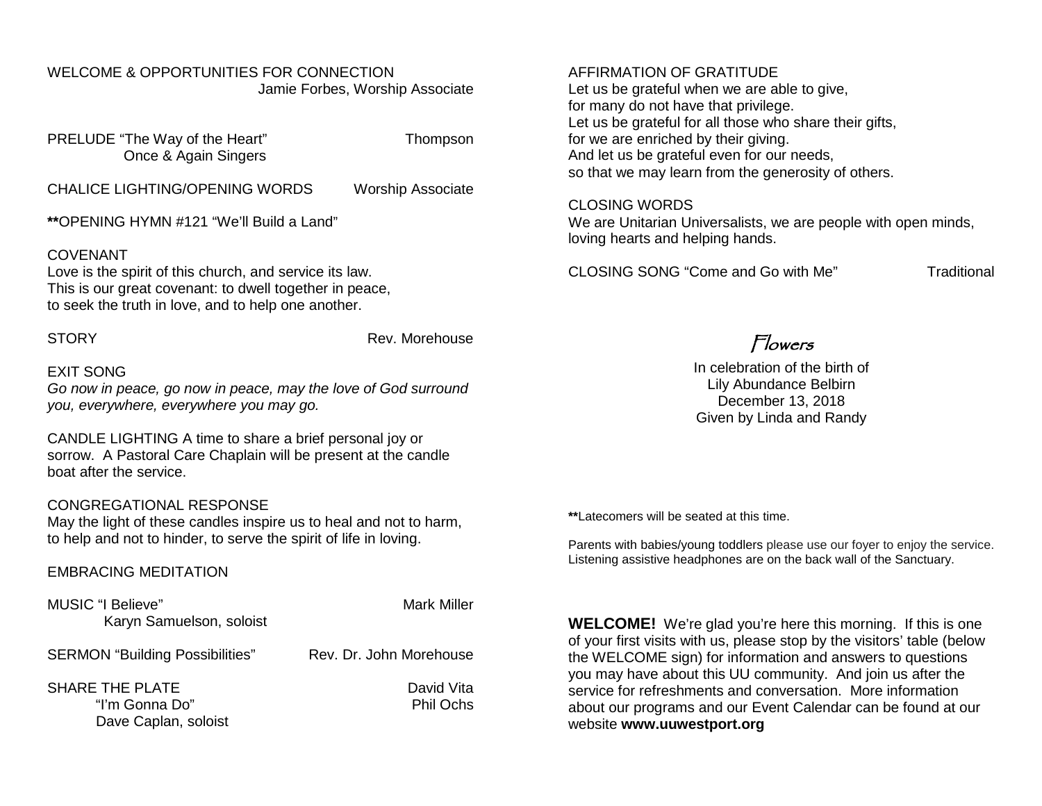WELCOME & OPPORTUNITIES FOR CONNECTION
Jamie Forbes, Worship Associate

PRELUDE "The Way of the Heart" — Thompson
Once & Again Singers

CHALICE LIGHTING/OPENING WORDS — Worship Associate

**OPENING HYMN #121 "We'll Build a Land"

COVENANT
Love is the spirit of this church, and service its law.
This is our great covenant: to dwell together in peace,
to seek the truth in love, and to help one another.

STORY — Rev. Morehouse

EXIT SONG
*Go now in peace, go now in peace, may the love of God surround you, everywhere, everywhere you may go.*

CANDLE LIGHTING A time to share a brief personal joy or sorrow. A Pastoral Care Chaplain will be present at the candle boat after the service.

CONGREGATIONAL RESPONSE
May the light of these candles inspire us to heal and not to harm,
to help and not to hinder, to serve the spirit of life in loving.

EMBRACING MEDITATION

MUSIC "I Believe" — Mark Miller
Karyn Samuelson, soloist

SERMON "Building Possibilities" — Rev. Dr. John Morehouse

SHARE THE PLATE — David Vita
"I'm Gonna Do" — Phil Ochs
Dave Caplan, soloist

AFFIRMATION OF GRATITUDE
Let us be grateful when we are able to give,
for many do not have that privilege.
Let us be grateful for all those who share their gifts,
for we are enriched by their giving.
And let us be grateful even for our needs,
so that we may learn from the generosity of others.

CLOSING WORDS
We are Unitarian Universalists, we are people with open minds, loving hearts and helping hands.

CLOSING SONG "Come and Go with Me" — Traditional

## Flowers

In celebration of the birth of
Lily Abundance Belbirn
December 13, 2018
Given by Linda and Randy

**Latecomers will be seated at this time.

Parents with babies/young toddlers please use our foyer to enjoy the service. Listening assistive headphones are on the back wall of the Sanctuary.

**WELCOME!** We're glad you're here this morning. If this is one of your first visits with us, please stop by the visitors' table (below the WELCOME sign) for information and answers to questions you may have about this UU community. And join us after the service for refreshments and conversation. More information about our programs and our Event Calendar can be found at our website **www.uuwestport.org**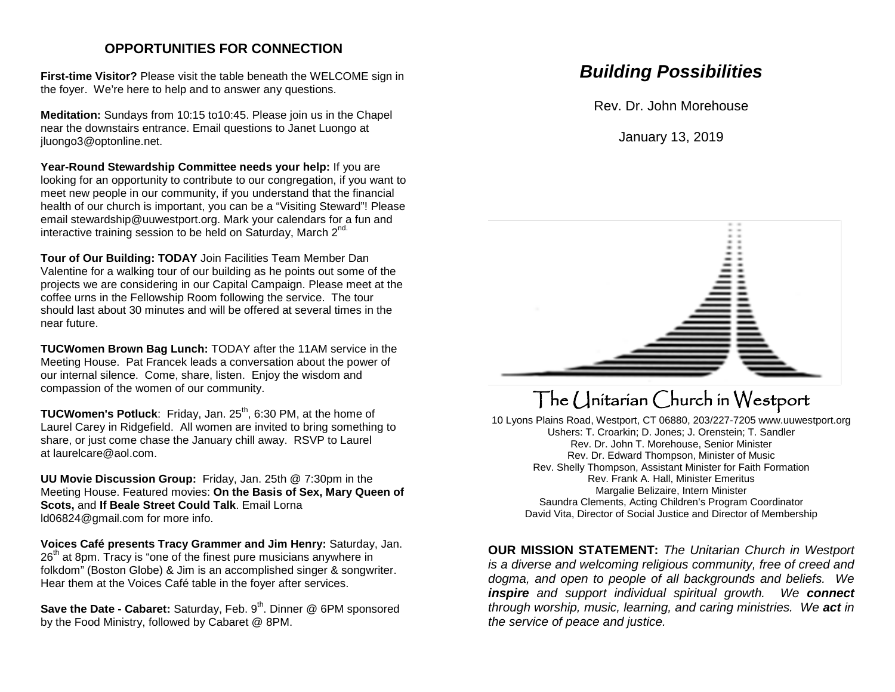## OPPORTUNITIES FOR CONNECTION

**First-time Visitor?** Please visit the table beneath the WELCOME sign in the foyer. We're here to help and to answer any questions.

**Meditation:** Sundays from 10:15 to10:45. Please join us in the Chapel near the downstairs entrance. Email questions to Janet Luongo at jluongo3@optonline.net.

**Year-Round Stewardship Committee needs your help:** If you are looking for an opportunity to contribute to our congregation, if you want to meet new people in our community, if you understand that the financial health of our church is important, you can be a "Visiting Steward"! Please email stewardship@uuwestport.org. Mark your calendars for a fun and interactive training session to be held on Saturday, March 2nd.

**Tour of Our Building: TODAY** Join Facilities Team Member Dan Valentine for a walking tour of our building as he points out some of the projects we are considering in our Capital Campaign. Please meet at the coffee urns in the Fellowship Room following the service. The tour should last about 30 minutes and will be offered at several times in the near future.

**TUCWomen Brown Bag Lunch:** TODAY after the 11AM service in the Meeting House. Pat Francek leads a conversation about the power of our internal silence. Come, share, listen. Enjoy the wisdom and compassion of the women of our community.

**TUCWomen's Potluck**: Friday, Jan. 25th, 6:30 PM, at the home of Laurel Carey in Ridgefield. All women are invited to bring something to share, or just come chase the January chill away. RSVP to Laurel at laurelcare@aol.com.

**UU Movie Discussion Group:** Friday, Jan. 25th @ 7:30pm in the Meeting House. Featured movies: **On the Basis of Sex, Mary Queen of Scots,** and **If Beale Street Could Talk**. Email Lorna ld06824@gmail.com for more info.

**Voices Café presents Tracy Grammer and Jim Henry:** Saturday, Jan. 26th at 8pm. Tracy is "one of the finest pure musicians anywhere in folkdom" (Boston Globe) & Jim is an accomplished singer & songwriter. Hear them at the Voices Café table in the foyer after services.

**Save the Date - Cabaret:** Saturday, Feb. 9th. Dinner @ 6PM sponsored by the Food Ministry, followed by Cabaret @ 8PM.

# *Building Possibilities*

Rev. Dr. John Morehouse

January 13, 2019

## The Unitarian Church in Westport

10 Lyons Plains Road, Westport, CT 06880, 203/227-7205 www.uuwestport.org
Ushers: T. Croarkin; D. Jones; J. Orenstein; T. Sandler
Rev. Dr. John T. Morehouse, Senior Minister
Rev. Dr. Edward Thompson, Minister of Music
Rev. Shelly Thompson, Assistant Minister for Faith Formation
Rev. Frank A. Hall, Minister Emeritus
Margalie Belizaire, Intern Minister
Saundra Clements, Acting Children's Program Coordinator
David Vita, Director of Social Justice and Director of Membership

**OUR MISSION STATEMENT:** *The Unitarian Church in Westport is a diverse and welcoming religious community, free of creed and dogma, and open to people of all backgrounds and beliefs. We* ***inspire*** *and support individual spiritual growth. We* ***connect*** *through worship, music, learning, and caring ministries. We* ***act*** *in the service of peace and justice.*